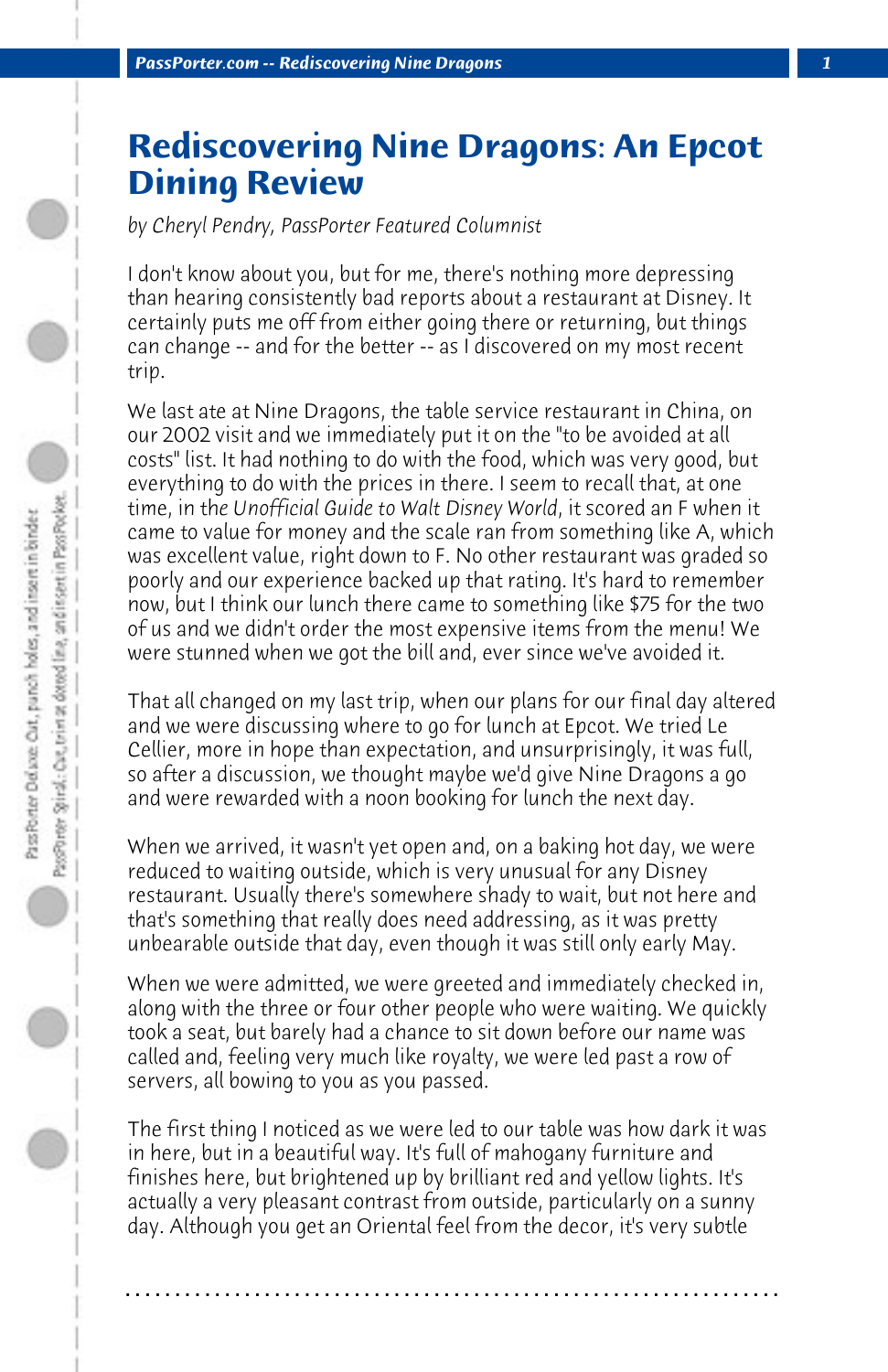# Rediscovering Nine Dragons: An Epcot Dining Review

*by Cheryl Pendry, PassPorter Featured Columnist*

I don't know about you, but for me, there's nothing more depressing than hearing consistently bad reports about a restaurant at Disney. It certainly puts me off from either going there or returning, but things can change -- and for the better -- as I discovered on my most recent trip.

We last ate at Nine Dragons, the table service restaurant in China, on our 2002 visit and we immediately put it on the "to be avoided at all costs" list. It had nothing to do with the food, which was very good, but everything to do with the prices in there. I seem to recall that, at one time, in the *Unofficial Guide to Walt Disney World*, it scored an F when it came to value for money and the scale ran from something like A, which was excellent value, right down to F. No other restaurant was graded so poorly and our experience backed up that rating. It's hard to remember now, but I think our lunch there came to something like $75 for the two of us and we didn't order the most expensive items from the menu! We were stunned when we got the bill and, ever since we've avoided it.

That all changed on my last trip, when our plans for our final day altered and we were discussing where to go for lunch at Epcot. We tried Le Cellier, more in hope than expectation, and unsurprisingly, it was full, so after a discussion, we thought maybe we'd give Nine Dragons a go and were rewarded with a noon booking for lunch the next day.

When we arrived, it wasn't yet open and, on a baking hot day, we were reduced to waiting outside, which is very unusual for any Disney restaurant. Usually there's somewhere shady to wait, but not here and that's something that really does need addressing, as it was pretty unbearable outside that day, even though it was still only early May.

When we were admitted, we were greeted and immediately checked in, along with the three or four other people who were waiting. We quickly took a seat, but barely had a chance to sit down before our name was called and, feeling very much like royalty, we were led past a row of servers, all bowing to you as you passed.

The first thing I noticed as we were led to our table was how dark it was in here, but in a beautiful way. It's full of mahogany furniture and finishes here, but brightened up by brilliant red and yellow lights. It's actually a very pleasant contrast from outside, particularly on a sunny day. Although you get an Oriental feel from the decor, it's very subtle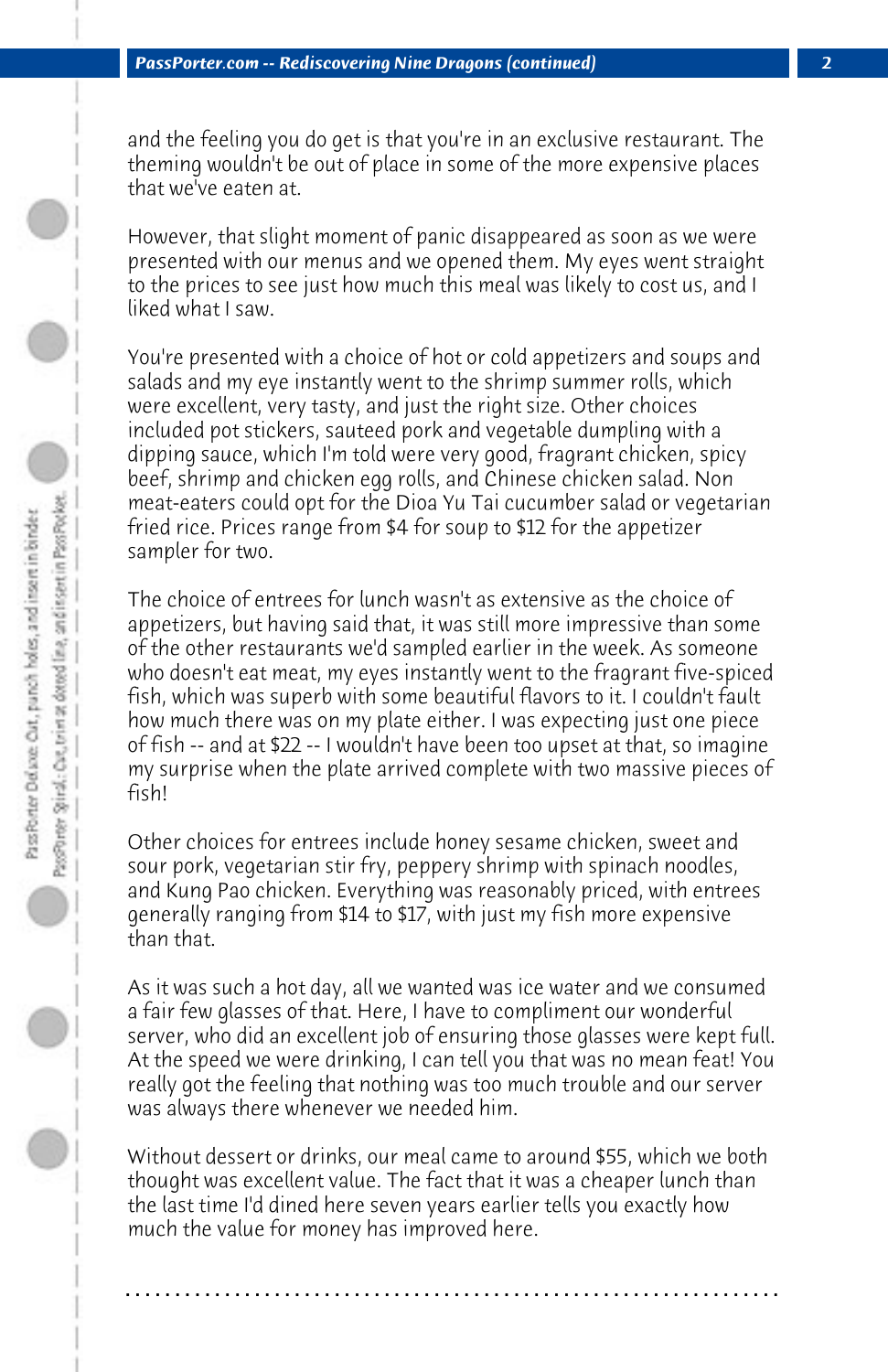and the feeling you do get is that you're in an exclusive restaurant. The theming wouldn't be out of place in some of the more expensive places that we've eaten at.

However, that slight moment of panic disappeared as soon as we were presented with our menus and we opened them. My eyes went straight to the prices to see just how much this meal was likely to cost us, and I liked what I saw.

You're presented with a choice of hot or cold appetizers and soups and salads and my eye instantly went to the shrimp summer rolls, which were excellent, very tasty, and just the right size. Other choices included pot stickers, sauteed pork and vegetable dumpling with a dipping sauce, which I'm told were very good, fragrant chicken, spicy beef, shrimp and chicken egg rolls, and Chinese chicken salad. Non meat-eaters could opt for the Dioa Yu Tai cucumber salad or vegetarian fried rice. Prices range from $4 for soup to $12 for the appetizer sampler for two.

The choice of entrees for lunch wasn't as extensive as the choice of appetizers, but having said that, it was still more impressive than some of the other restaurants we'd sampled earlier in the week. As someone who doesn't eat meat, my eyes instantly went to the fragrant five-spiced fish, which was superb with some beautiful flavors to it. I couldn't fault how much there was on my plate either. I was expecting just one piece of fish -- and at $22 -- I wouldn't have been too upset at that, so imagine my surprise when the plate arrived complete with two massive pieces of fish!

Other choices for entrees include honey sesame chicken, sweet and sour pork, vegetarian stir fry, peppery shrimp with spinach noodles, and Kung Pao chicken. Everything was reasonably priced, with entrees generally ranging from $14 to $17, with just my fish more expensive than that.

As it was such a hot day, all we wanted was ice water and we consumed a fair few glasses of that. Here, I have to compliment our wonderful server, who did an excellent job of ensuring those glasses were kept full. At the speed we were drinking, I can tell you that was no mean feat! You really got the feeling that nothing was too much trouble and our server was always there whenever we needed him.

Without dessert or drinks, our meal came to around $55, which we both thought was excellent value. The fact that it was a cheaper lunch than the last time I'd dined here seven years earlier tells you exactly how much the value for money has improved here.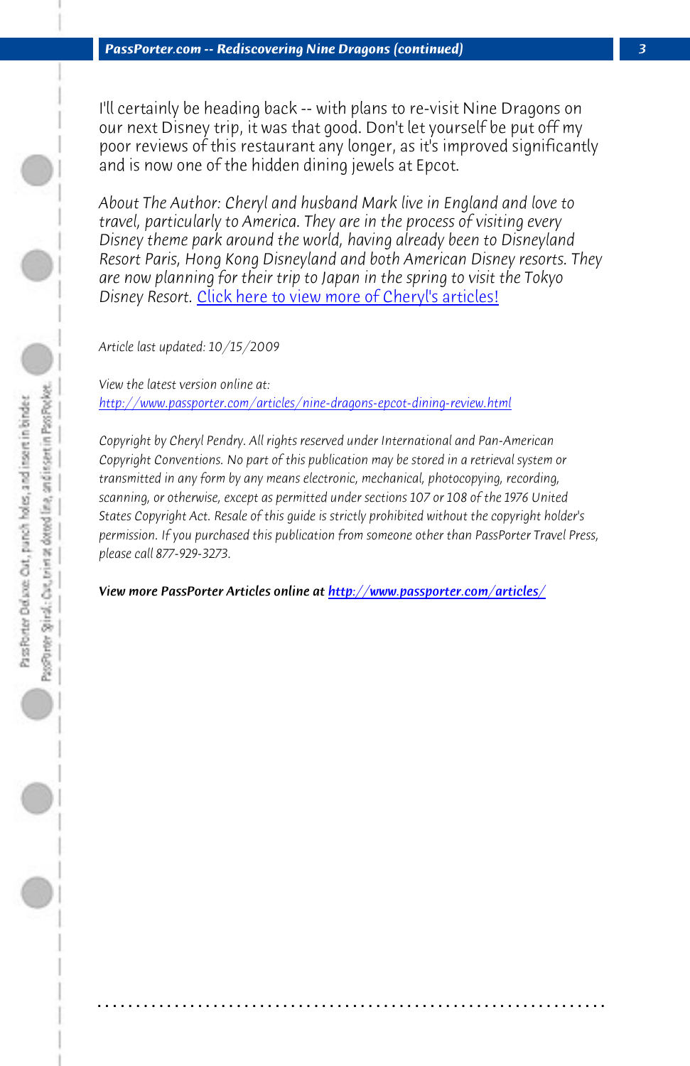I'll certainly be heading back -- with plans to re-visit Nine Dragons on our next Disney trip, it was that good. Don't let yourself be put off my poor reviews of this restaurant any longer, as it's improved significantly and is now one of the hidden dining jewels at Epcot.

*About The Author: Cheryl and husband Mark live in England and love to travel, particularly to America. They are in the process of visiting every Disney theme park around the world, having already been to Disneyland Resort Paris, Hong Kong Disneyland and both American Disney resorts. They are now planning for their trip to Japan in the spring to visit the Tokyo Disney Resort.* [Click here to view more of Cheryl's articles!]

*Article last updated: 10/15/2009*

*View the latest version online at:*
*http://www.passporter.com/articles/nine-dragons-epcot-dining-review.html*

*Copyright by Cheryl Pendry. All rights reserved under International and Pan-American Copyright Conventions. No part of this publication may be stored in a retrieval system or transmitted in any form by any means electronic, mechanical, photocopying, recording, scanning, or otherwise, except as permitted under sections 107 or 108 of the 1976 United States Copyright Act. Resale of this guide is strictly prohibited without the copyright holder's permission. If you purchased this publication from someone other than PassPorter Travel Press, please call 877-929-3273.*

***View more PassPorter Articles online at http://www.passporter.com/articles/***